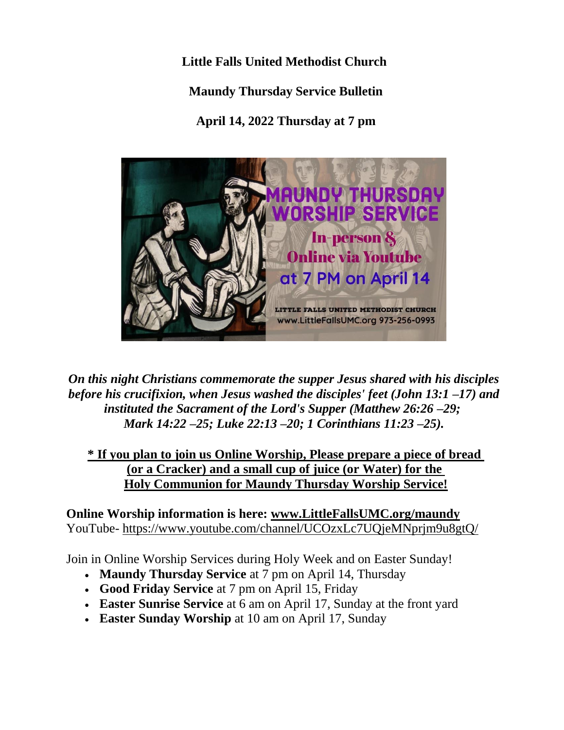**Little Falls United Methodist Church**

**Maundy Thursday Service Bulletin**

**April 14, 2022 Thursday at 7 pm**

MAUNDY THURSDAY WORSHIP SERVICE

In-person & Online via Youtube

at 7 PM on April 14

LITTLE FALLS UNITED METHODIST CHURCH
www.LittleFallsUMC.org 973-256-0993

***On this night Christians commemorate the supper Jesus shared with his disciples before his crucifixion, when Jesus washed the disciples' feet (John 13:1 –17) and instituted the Sacrament of the Lord's Supper (Matthew 26:26 –29; Mark 14:22 –25; Luke 22:13 –20; 1 Corinthians 11:23 –25).***

**\* If you plan to join us Online Worship, Please prepare a piece of bread (or a Cracker) and a small cup of juice (or Water) for the Holy Communion for Maundy Thursday Worship Service!**

**Online Worship information is here: www.LittleFallsUMC.org/maundy**
YouTube- https://www.youtube.com/channel/UCOzxLc7UQjeMNprjm9u8gtQ/

Join in Online Worship Services during Holy Week and on Easter Sunday!

- **Maundy Thursday Service** at 7 pm on April 14, Thursday
- **Good Friday Service** at 7 pm on April 15, Friday
- **Easter Sunrise Service** at 6 am on April 17, Sunday at the front yard
- **Easter Sunday Worship** at 10 am on April 17, Sunday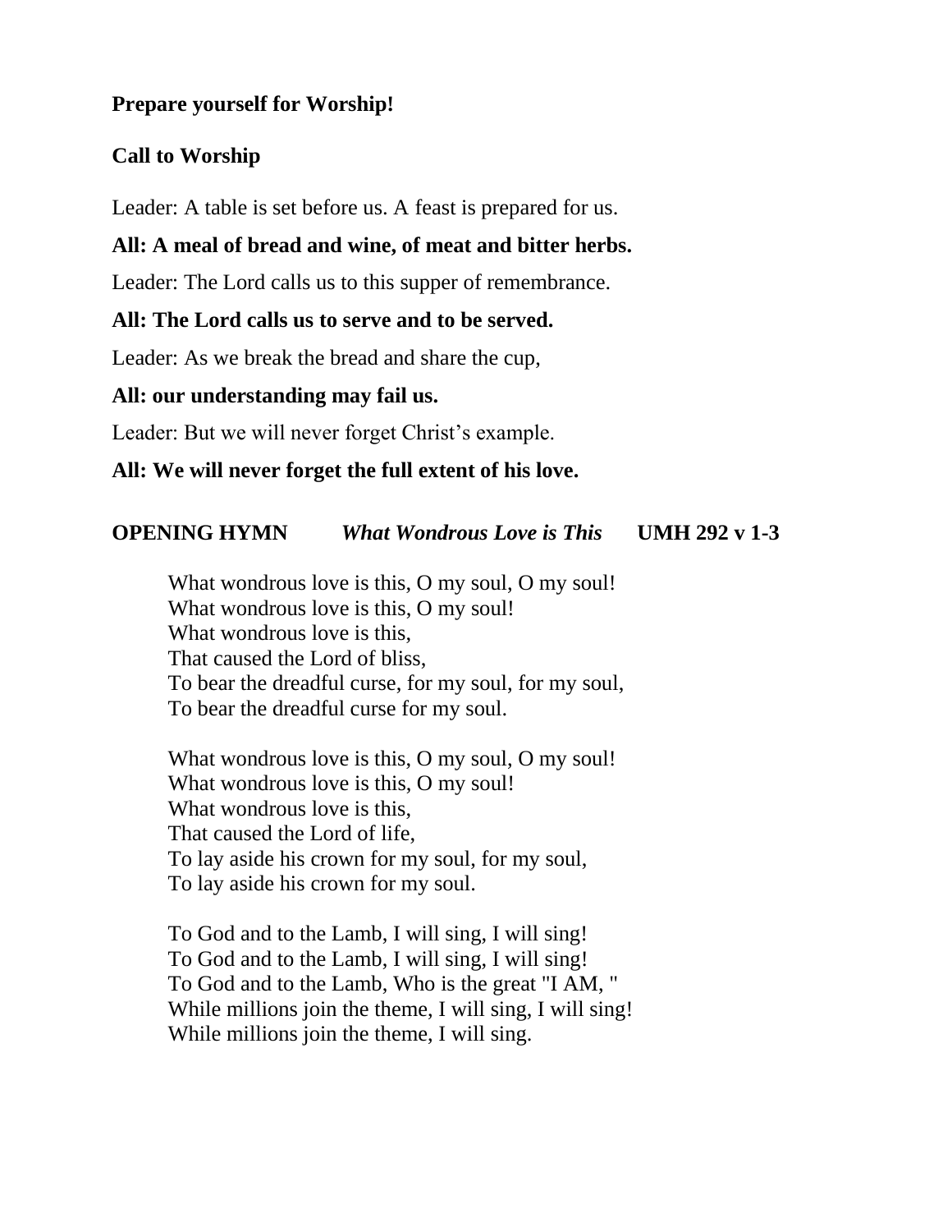**Prepare yourself for Worship!**

**Call to Worship**

Leader: A table is set before us. A feast is prepared for us.

**All: A meal of bread and wine, of meat and bitter herbs.**

Leader: The Lord calls us to this supper of remembrance.

**All: The Lord calls us to serve and to be served.**

Leader: As we break the bread and share the cup,

**All: our understanding may fail us.**

Leader: But we will never forget Christ's example.

**All: We will never forget the full extent of his love.**

**OPENING HYMN** ***What Wondrous Love is This*** **UMH 292 v 1-3**

What wondrous love is this, O my soul, O my soul!
What wondrous love is this, O my soul!
What wondrous love is this,
That caused the Lord of bliss,
To bear the dreadful curse, for my soul, for my soul,
To bear the dreadful curse for my soul.

What wondrous love is this, O my soul, O my soul!
What wondrous love is this, O my soul!
What wondrous love is this,
That caused the Lord of life,
To lay aside his crown for my soul, for my soul,
To lay aside his crown for my soul.

To God and to the Lamb, I will sing, I will sing!
To God and to the Lamb, I will sing, I will sing!
To God and to the Lamb, Who is the great "I AM, "
While millions join the theme, I will sing, I will sing!
While millions join the theme, I will sing.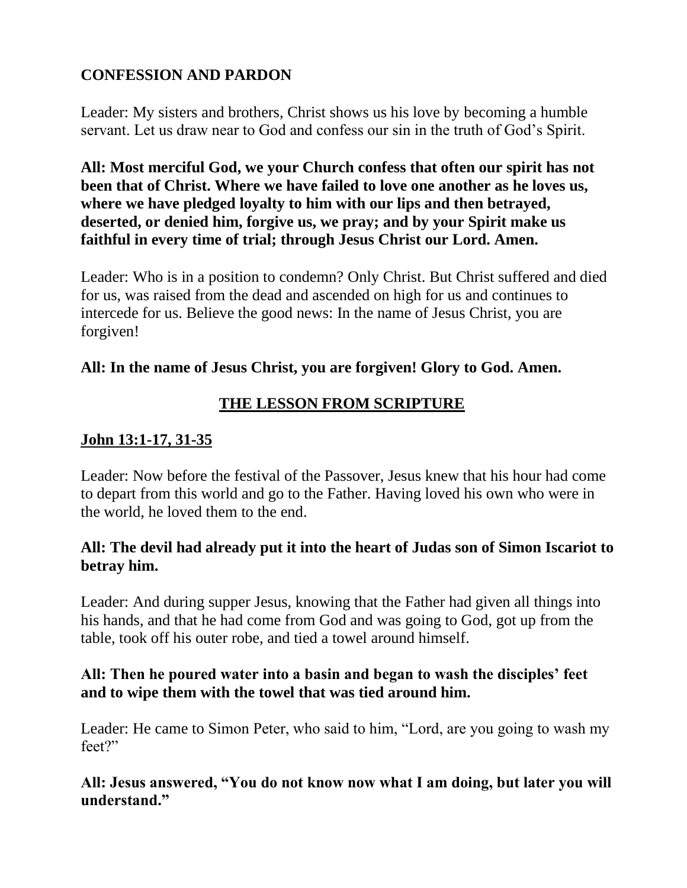## **CONFESSION AND PARDON**

Leader: My sisters and brothers, Christ shows us his love by becoming a humble servant. Let us draw near to God and confess our sin in the truth of God's Spirit.

**All: Most merciful God, we your Church confess that often our spirit has not been that of Christ. Where we have failed to love one another as he loves us, where we have pledged loyalty to him with our lips and then betrayed, deserted, or denied him, forgive us, we pray; and by your Spirit make us faithful in every time of trial; through Jesus Christ our Lord. Amen.**

Leader: Who is in a position to condemn? Only Christ. But Christ suffered and died for us, was raised from the dead and ascended on high for us and continues to intercede for us. Believe the good news: In the name of Jesus Christ, you are forgiven!

**All: In the name of Jesus Christ, you are forgiven! Glory to God. Amen.**

## **THE LESSON FROM SCRIPTURE**

### **John 13:1-17, 31-35**

Leader: Now before the festival of the Passover, Jesus knew that his hour had come to depart from this world and go to the Father. Having loved his own who were in the world, he loved them to the end.

**All: The devil had already put it into the heart of Judas son of Simon Iscariot to betray him.**

Leader: And during supper Jesus, knowing that the Father had given all things into his hands, and that he had come from God and was going to God, got up from the table, took off his outer robe, and tied a towel around himself.

**All: Then he poured water into a basin and began to wash the disciples' feet and to wipe them with the towel that was tied around him.**

Leader: He came to Simon Peter, who said to him, "Lord, are you going to wash my feet?"

**All: Jesus answered, "You do not know now what I am doing, but later you will understand."**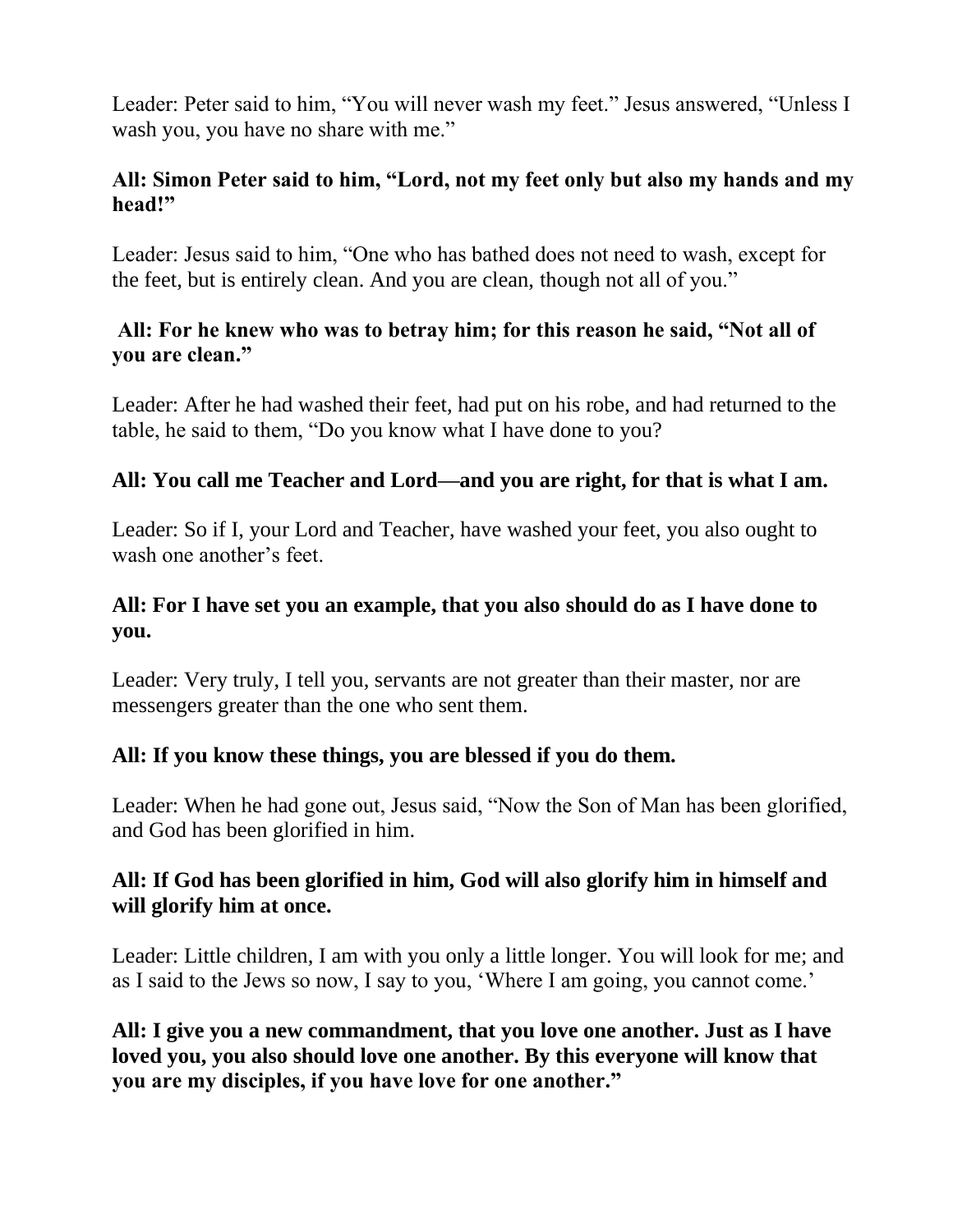Leader: Peter said to him, “You will never wash my feet.” Jesus answered, “Unless I wash you, you have no share with me.”

**All: Simon Peter said to him, “Lord, not my feet only but also my hands and my head!”**

Leader: Jesus said to him, “One who has bathed does not need to wash, except for the feet, but is entirely clean. And you are clean, though not all of you.”

**All: For he knew who was to betray him; for this reason he said, “Not all of you are clean.”**

Leader: After he had washed their feet, had put on his robe, and had returned to the table, he said to them, “Do you know what I have done to you?

**All: You call me Teacher and Lord—and you are right, for that is what I am.**

Leader: So if I, your Lord and Teacher, have washed your feet, you also ought to wash one another’s feet.

**All: For I have set you an example, that you also should do as I have done to you.**

Leader: Very truly, I tell you, servants are not greater than their master, nor are messengers greater than the one who sent them.

**All: If you know these things, you are blessed if you do them.**

Leader: When he had gone out, Jesus said, “Now the Son of Man has been glorified, and God has been glorified in him.

**All: If God has been glorified in him, God will also glorify him in himself and will glorify him at once.**

Leader: Little children, I am with you only a little longer. You will look for me; and as I said to the Jews so now, I say to you, ‘Where I am going, you cannot come.’

**All: I give you a new commandment, that you love one another. Just as I have loved you, you also should love one another. By this everyone will know that you are my disciples, if you have love for one another.”**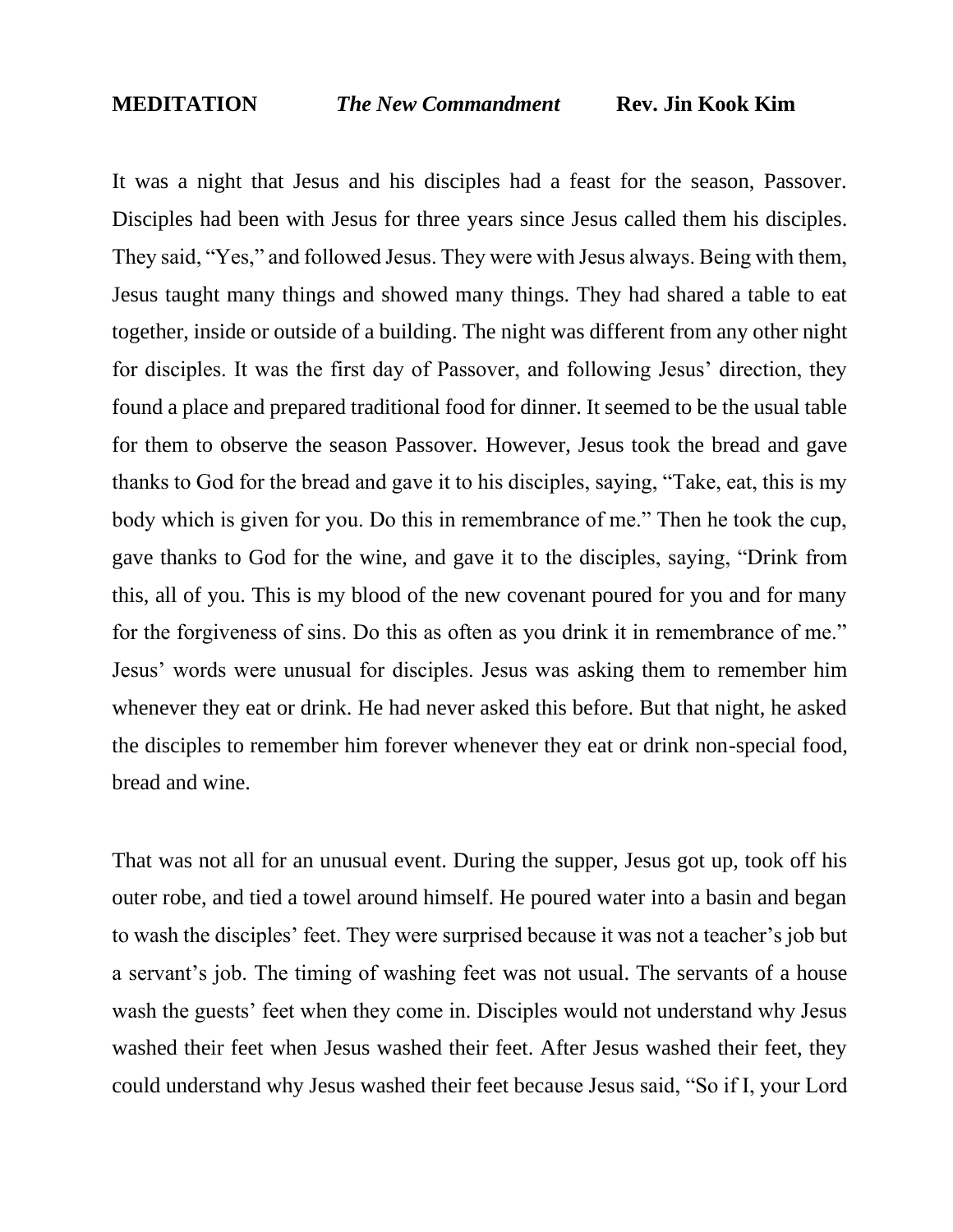**MEDITATION** *The New Commandment* **Rev. Jin Kook Kim**

It was a night that Jesus and his disciples had a feast for the season, Passover. Disciples had been with Jesus for three years since Jesus called them his disciples. They said, "Yes," and followed Jesus. They were with Jesus always. Being with them, Jesus taught many things and showed many things. They had shared a table to eat together, inside or outside of a building. The night was different from any other night for disciples. It was the first day of Passover, and following Jesus' direction, they found a place and prepared traditional food for dinner. It seemed to be the usual table for them to observe the season Passover. However, Jesus took the bread and gave thanks to God for the bread and gave it to his disciples, saying, "Take, eat, this is my body which is given for you. Do this in remembrance of me." Then he took the cup, gave thanks to God for the wine, and gave it to the disciples, saying, "Drink from this, all of you. This is my blood of the new covenant poured for you and for many for the forgiveness of sins. Do this as often as you drink it in remembrance of me." Jesus' words were unusual for disciples. Jesus was asking them to remember him whenever they eat or drink. He had never asked this before. But that night, he asked the disciples to remember him forever whenever they eat or drink non-special food, bread and wine.

That was not all for an unusual event. During the supper, Jesus got up, took off his outer robe, and tied a towel around himself. He poured water into a basin and began to wash the disciples' feet. They were surprised because it was not a teacher's job but a servant's job. The timing of washing feet was not usual. The servants of a house wash the guests' feet when they come in. Disciples would not understand why Jesus washed their feet when Jesus washed their feet. After Jesus washed their feet, they could understand why Jesus washed their feet because Jesus said, "So if I, your Lord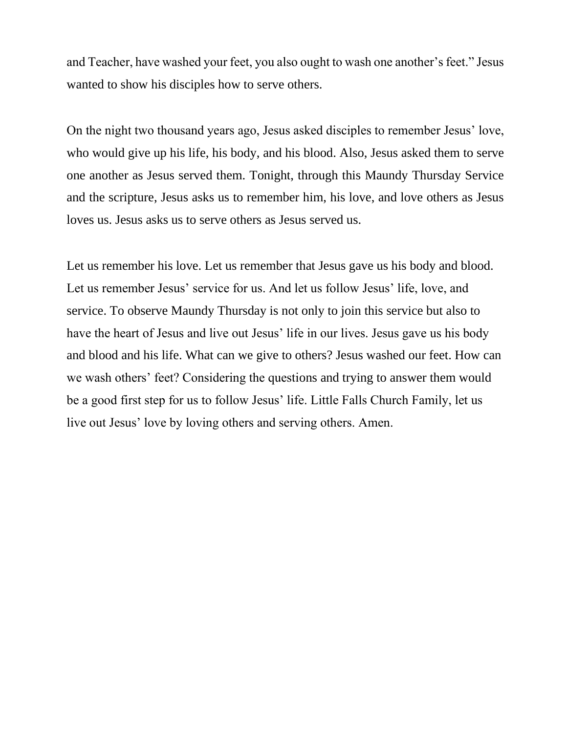and Teacher, have washed your feet, you also ought to wash one another's feet." Jesus wanted to show his disciples how to serve others.

On the night two thousand years ago, Jesus asked disciples to remember Jesus' love, who would give up his life, his body, and his blood. Also, Jesus asked them to serve one another as Jesus served them. Tonight, through this Maundy Thursday Service and the scripture, Jesus asks us to remember him, his love, and love others as Jesus loves us. Jesus asks us to serve others as Jesus served us.

Let us remember his love. Let us remember that Jesus gave us his body and blood. Let us remember Jesus' service for us. And let us follow Jesus' life, love, and service. To observe Maundy Thursday is not only to join this service but also to have the heart of Jesus and live out Jesus' life in our lives. Jesus gave us his body and blood and his life. What can we give to others? Jesus washed our feet. How can we wash others' feet? Considering the questions and trying to answer them would be a good first step for us to follow Jesus' life. Little Falls Church Family, let us live out Jesus' love by loving others and serving others. Amen.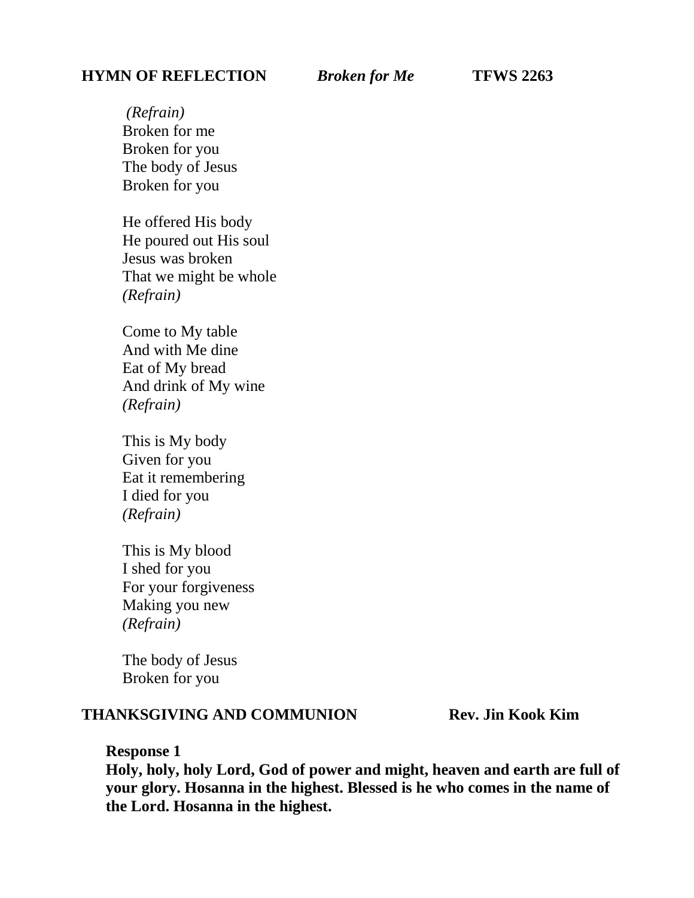**HYMN OF REFLECTION** *Broken for Me* **TFWS 2263**

*(Refrain)*
Broken for me
Broken for you
The body of Jesus
Broken for you

He offered His body
He poured out His soul
Jesus was broken
That we might be whole
*(Refrain)*

Come to My table
And with Me dine
Eat of My bread
And drink of My wine
*(Refrain)*

This is My body
Given for you
Eat it remembering
I died for you
*(Refrain)*

This is My blood
I shed for you
For your forgiveness
Making you new
*(Refrain)*

The body of Jesus
Broken for you

**THANKSGIVING AND COMMUNION** **Rev. Jin Kook Kim**

**Response 1**
**Holy, holy, holy Lord, God of power and might, heaven and earth are full of your glory. Hosanna in the highest. Blessed is he who comes in the name of the Lord. Hosanna in the highest.**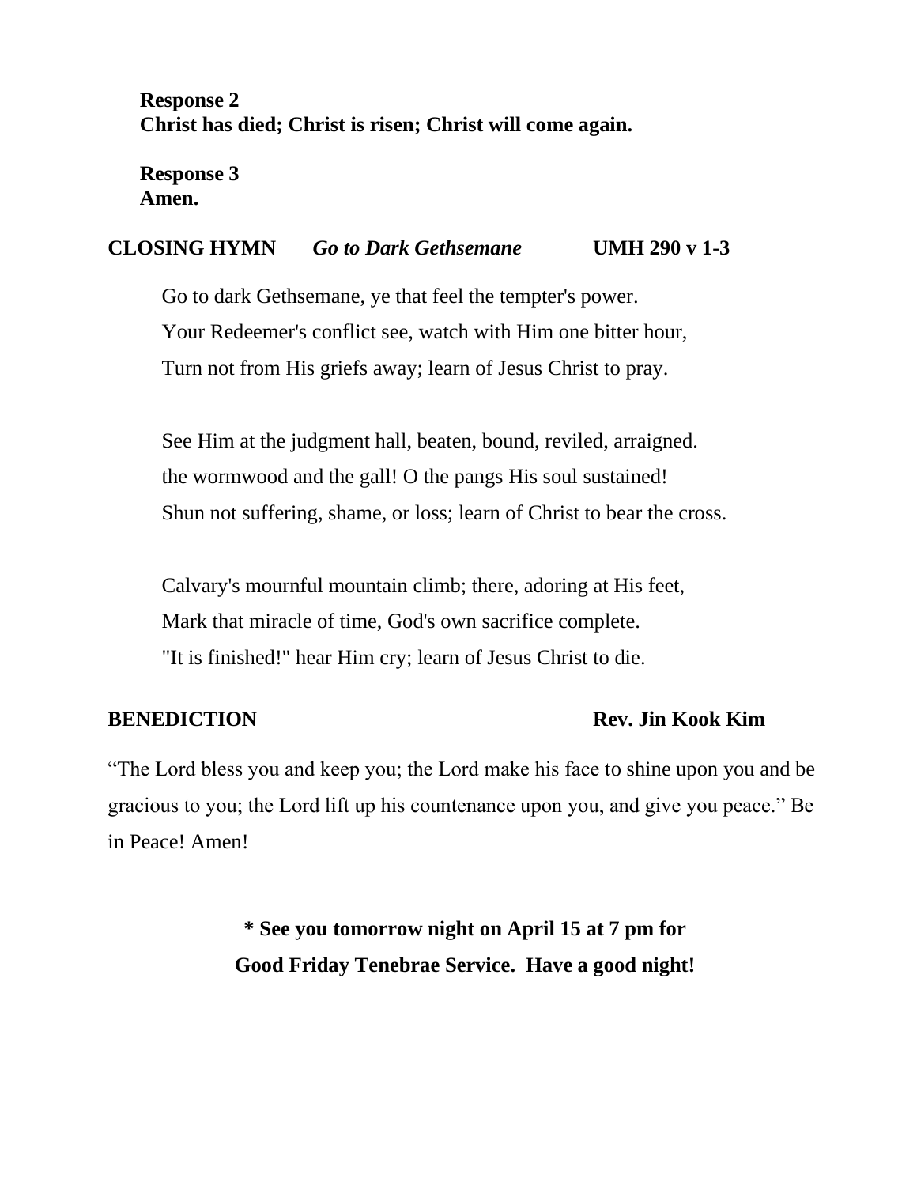**Response 2**
**Christ has died; Christ is risen; Christ will come again.**

**Response 3**
**Amen.**

**CLOSING HYMN** ***Go to Dark Gethsemane*** **UMH 290 v 1-3**

Go to dark Gethsemane, ye that feel the tempter's power.
Your Redeemer's conflict see, watch with Him one bitter hour,
Turn not from His griefs away; learn of Jesus Christ to pray.

See Him at the judgment hall, beaten, bound, reviled, arraigned.
the wormwood and the gall! O the pangs His soul sustained!
Shun not suffering, shame, or loss; learn of Christ to bear the cross.

Calvary's mournful mountain climb; there, adoring at His feet,
Mark that miracle of time, God's own sacrifice complete.
"It is finished!" hear Him cry; learn of Jesus Christ to die.

**BENEDICTION** **Rev. Jin Kook Kim**

"The Lord bless you and keep you; the Lord make his face to shine upon you and be gracious to you; the Lord lift up his countenance upon you, and give you peace." Be in Peace! Amen!

**\* See you tomorrow night on April 15 at 7 pm for**
**Good Friday Tenebrae Service. Have a good night!**